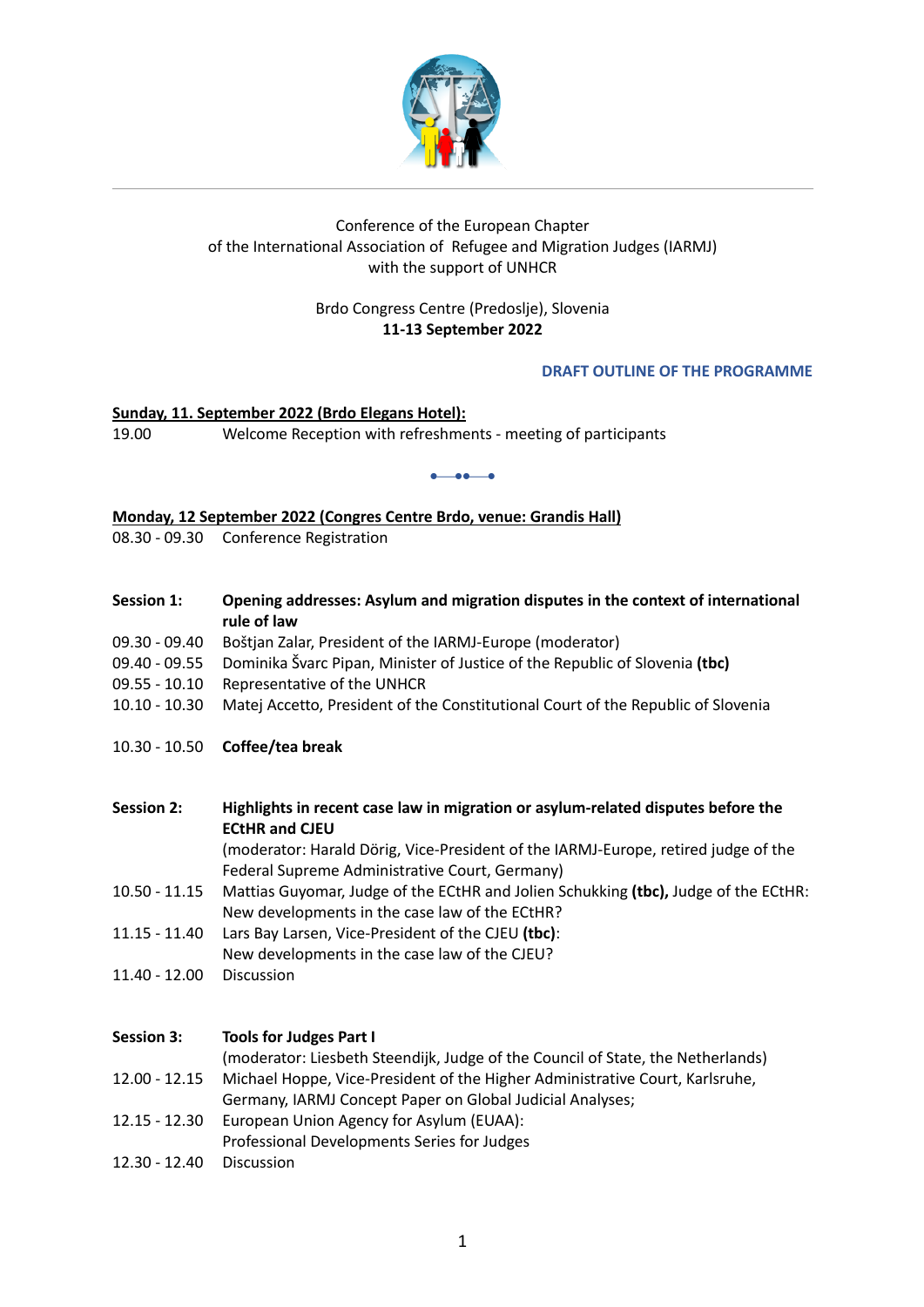Conference of the European Chapter
of the International Association of Refugee and Migration Judges (IARMJ)
with the support of UNHCR

Brdo Congress Centre (Predoslje), Slovenia
**11-13 September 2022**

**DRAFT OUTLINE OF THE PROGRAMME**

**Sunday, 11. September 2022 (Brdo Elegans Hotel):**

19.00 Welcome Reception with refreshments - meeting of participants

---

**Monday, 12 September 2022 (Congres Centre Brdo, venue: Grandis Hall)**

08.30 - 09.30 Conference Registration

**Session 1: Opening addresses: Asylum and migration disputes in the context of international rule of law**

09.30 - 09.40 Boštjan Zalar, President of the IARMJ-Europe (moderator)
09.40 - 09.55 Dominika Švarc Pipan, Minister of Justice of the Republic of Slovenia **(tbc)**
09.55 - 10.10 Representative of the UNHCR
10.10 - 10.30 Matej Accetto, President of the Constitutional Court of the Republic of Slovenia

10.30 - 10.50 **Coffee/tea break**

**Session 2: Highlights in recent case law in migration or asylum-related disputes before the ECtHR and CJEU**

(moderator: Harald Dörig, Vice-President of the IARMJ-Europe, retired judge of the Federal Supreme Administrative Court, Germany)

10.50 - 11.15 Mattias Guyomar, Judge of the ECtHR and Jolien Schukking **(tbc),** Judge of the ECtHR: New developments in the case law of the ECtHR?
11.15 - 11.40 Lars Bay Larsen, Vice-President of the CJEU **(tbc)**: New developments in the case law of the CJEU?
11.40 - 12.00 Discussion

**Session 3: Tools for Judges Part I**

(moderator: Liesbeth Steendijk, Judge of the Council of State, the Netherlands)

12.00 - 12.15 Michael Hoppe, Vice-President of the Higher Administrative Court, Karlsruhe, Germany, IARMJ Concept Paper on Global Judicial Analyses;
12.15 - 12.30 European Union Agency for Asylum (EUAA): Professional Developments Series for Judges
12.30 - 12.40 Discussion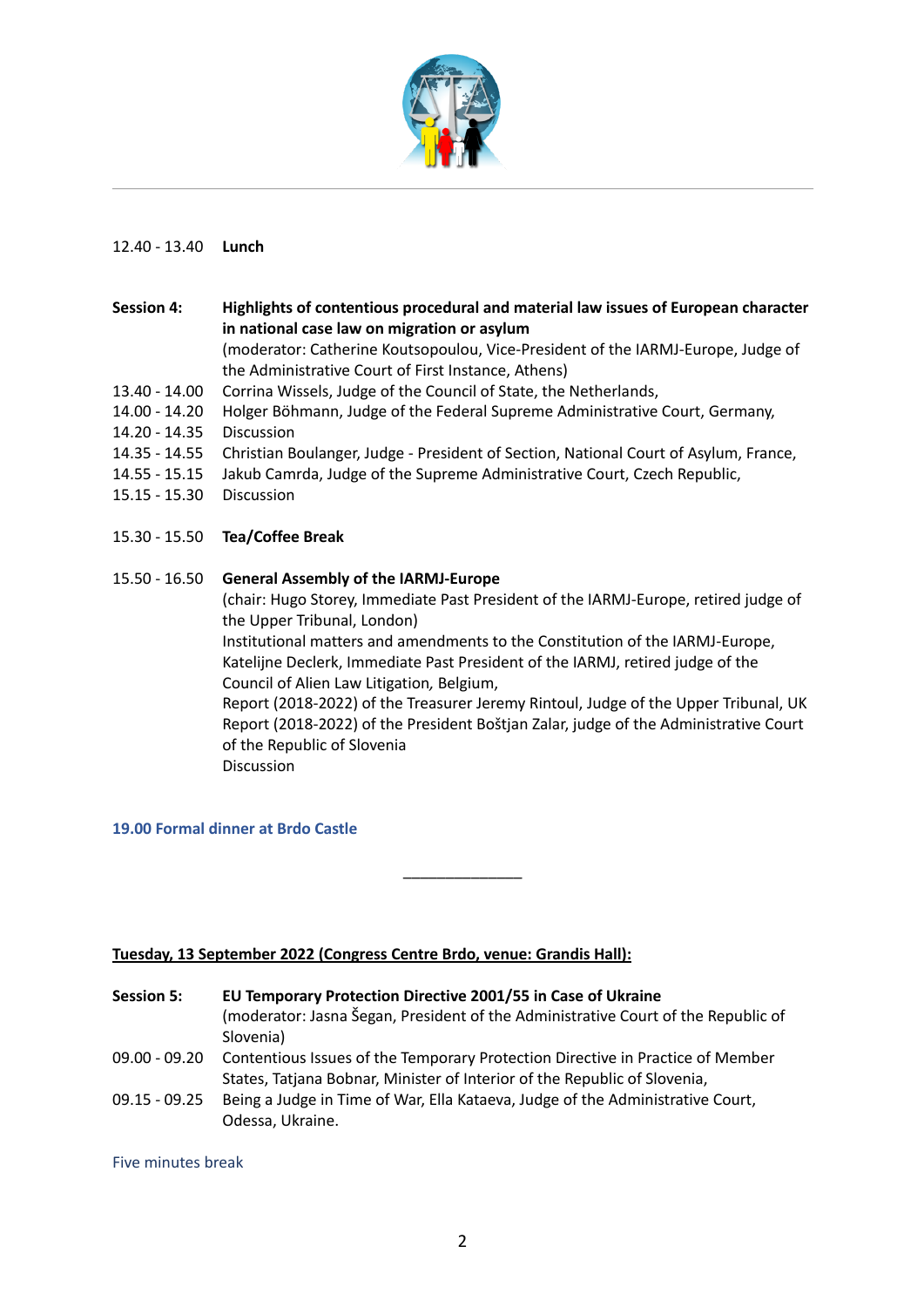12.40 - 13.40 **Lunch**

**Session 4:** **Highlights of contentious procedural and material law issues of European character in national case law on migration or asylum**
(moderator: Catherine Koutsopoulou, Vice-President of the IARMJ-Europe, Judge of the Administrative Court of First Instance, Athens)

13.40 - 14.00 Corrina Wissels, Judge of the Council of State, the Netherlands,
14.00 - 14.20 Holger Böhmann, Judge of the Federal Supreme Administrative Court, Germany,
14.20 - 14.35 Discussion
14.35 - 14.55 Christian Boulanger, Judge - President of Section, National Court of Asylum, France,
14.55 - 15.15 Jakub Camrda, Judge of the Supreme Administrative Court, Czech Republic,
15.15 - 15.30 Discussion

15.30 - 15.50 **Tea/Coffee Break**

15.50 - 16.50 **General Assembly of the IARMJ-Europe**
(chair: Hugo Storey, Immediate Past President of the IARMJ-Europe, retired judge of the Upper Tribunal, London)
Institutional matters and amendments to the Constitution of the IARMJ-Europe, Katelijne Declerk, Immediate Past President of the IARMJ, retired judge of the Council of Alien Law Litigation, Belgium,
Report (2018-2022) of the Treasurer Jeremy Rintoul, Judge of the Upper Tribunal, UK
Report (2018-2022) of the President Boštjan Zalar, judge of the Administrative Court of the Republic of Slovenia
Discussion

**19.00 Formal dinner at Brdo Castle**

______________

**Tuesday, 13 September 2022 (Congress Centre Brdo, venue: Grandis Hall):**

**Session 5:** **EU Temporary Protection Directive 2001/55 in Case of Ukraine**
(moderator: Jasna Šegan, President of the Administrative Court of the Republic of Slovenia)

09.00 - 09.20 Contentious Issues of the Temporary Protection Directive in Practice of Member States, Tatjana Bobnar, Minister of Interior of the Republic of Slovenia,
09.15 - 09.25 Being a Judge in Time of War, Ella Kataeva, Judge of the Administrative Court, Odessa, Ukraine.

Five minutes break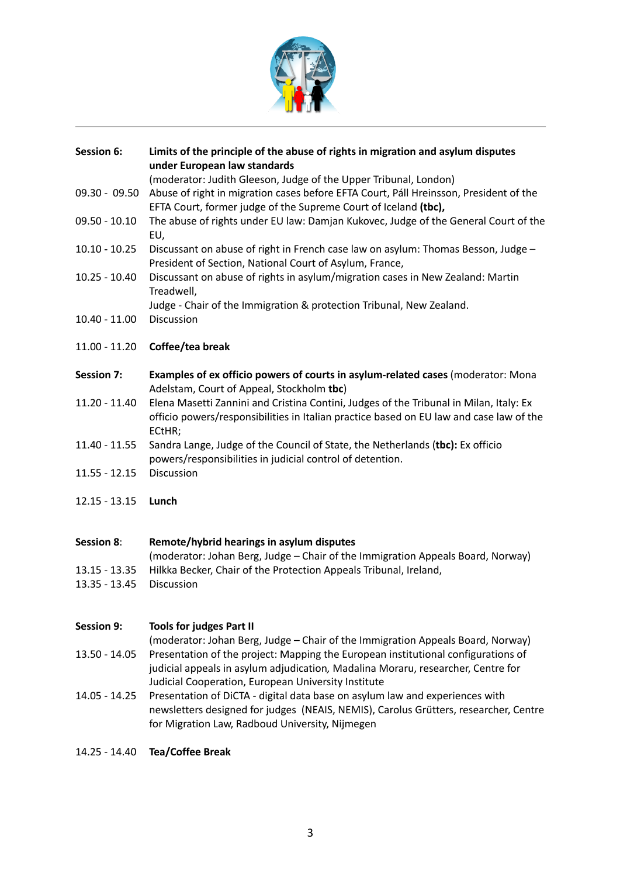**Session 6:** **Limits of the principle of the abuse of rights in migration and asylum disputes under European law standards**
(moderator: Judith Gleeson, Judge of the Upper Tribunal, London)

09.30 - 09.50 Abuse of right in migration cases before EFTA Court, Páll Hreinsson, President of the EFTA Court, former judge of the Supreme Court of Iceland **(tbc),**

09.50 - 10.10 The abuse of rights under EU law: Damjan Kukovec, Judge of the General Court of the EU,

10.10 - 10.25 Discussant on abuse of right in French case law on asylum: Thomas Besson, Judge – President of Section, National Court of Asylum, France,

10.25 - 10.40 Discussant on abuse of rights in asylum/migration cases in New Zealand: Martin Treadwell,
Judge - Chair of the Immigration & protection Tribunal, New Zealand.

10.40 - 11.00 Discussion

11.00 - 11.20 **Coffee/tea break**

**Session 7:** **Examples of ex officio powers of courts in asylum-related cases** (moderator: Mona Adelstam, Court of Appeal, Stockholm **tbc**)

11.20 - 11.40 Elena Masetti Zannini and Cristina Contini, Judges of the Tribunal in Milan, Italy: Ex officio powers/responsibilities in Italian practice based on EU law and case law of the ECtHR;

11.40 - 11.55 Sandra Lange, Judge of the Council of State, the Netherlands (**tbc):** Ex officio powers/responsibilities in judicial control of detention.

11.55 - 12.15 Discussion

12.15 - 13.15 **Lunch**

**Session 8**: **Remote/hybrid hearings in asylum disputes**
(moderator: Johan Berg, Judge – Chair of the Immigration Appeals Board, Norway)

13.15 - 13.35 Hilkka Becker, Chair of the Protection Appeals Tribunal, Ireland,

13.35 - 13.45 Discussion

**Session 9:** **Tools for judges Part II**
(moderator: Johan Berg, Judge – Chair of the Immigration Appeals Board, Norway)

13.50 - 14.05 Presentation of the project: Mapping the European institutional configurations of judicial appeals in asylum adjudication*,* Madalina Moraru, researcher, Centre for Judicial Cooperation, European University Institute

14.05 - 14.25 Presentation of DiCTA - digital data base on asylum law and experiences with newsletters designed for judges (NEAIS, NEMIS), Carolus Grütters, researcher, Centre for Migration Law, Radboud University, Nijmegen

14.25 - 14.40 **Tea/Coffee Break**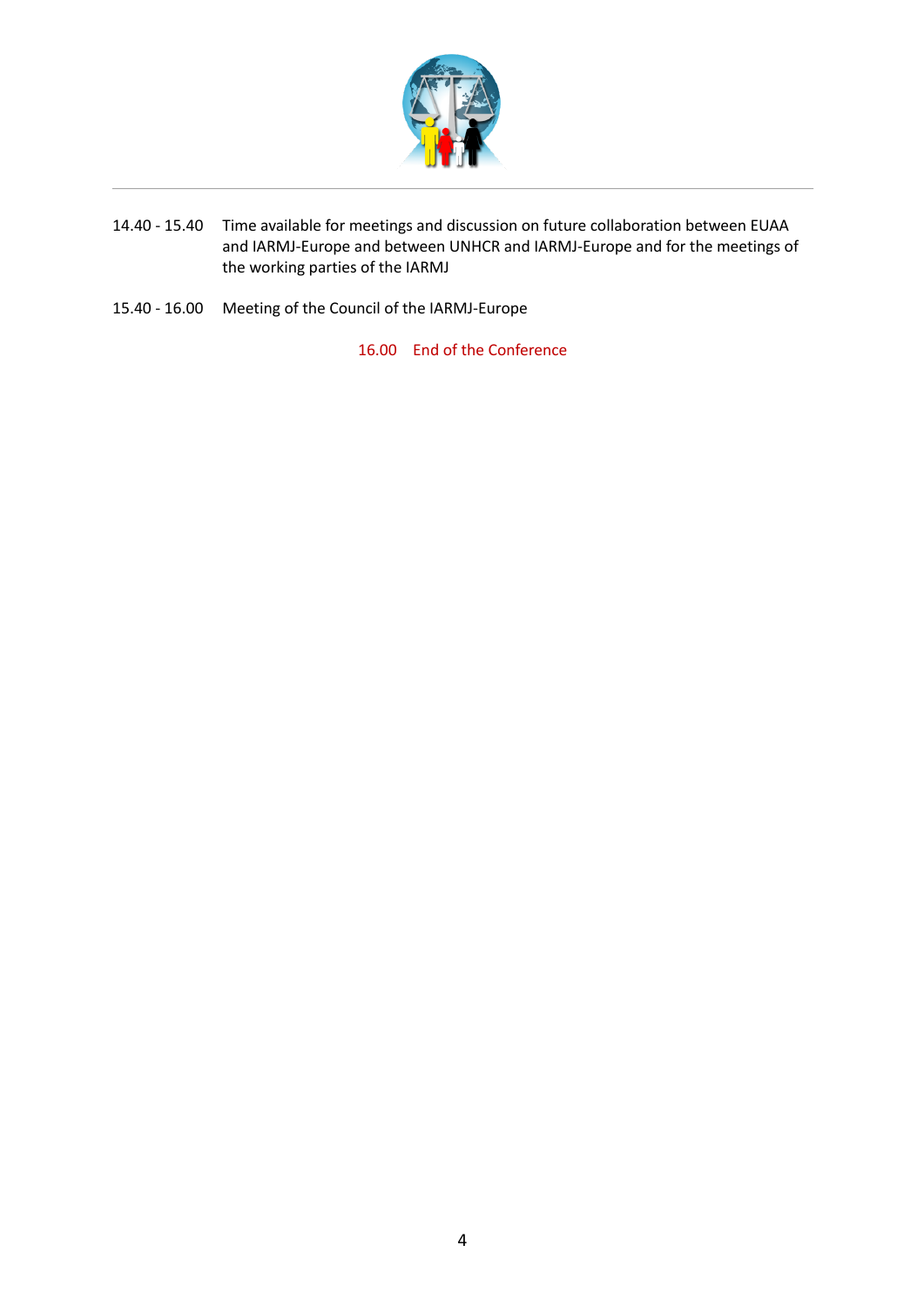14.40 - 15.40 Time available for meetings and discussion on future collaboration between EUAA and IARMJ-Europe and between UNHCR and IARMJ-Europe and for the meetings of the working parties of the IARMJ

15.40 - 16.00 Meeting of the Council of the IARMJ-Europe

16.00 End of the Conference